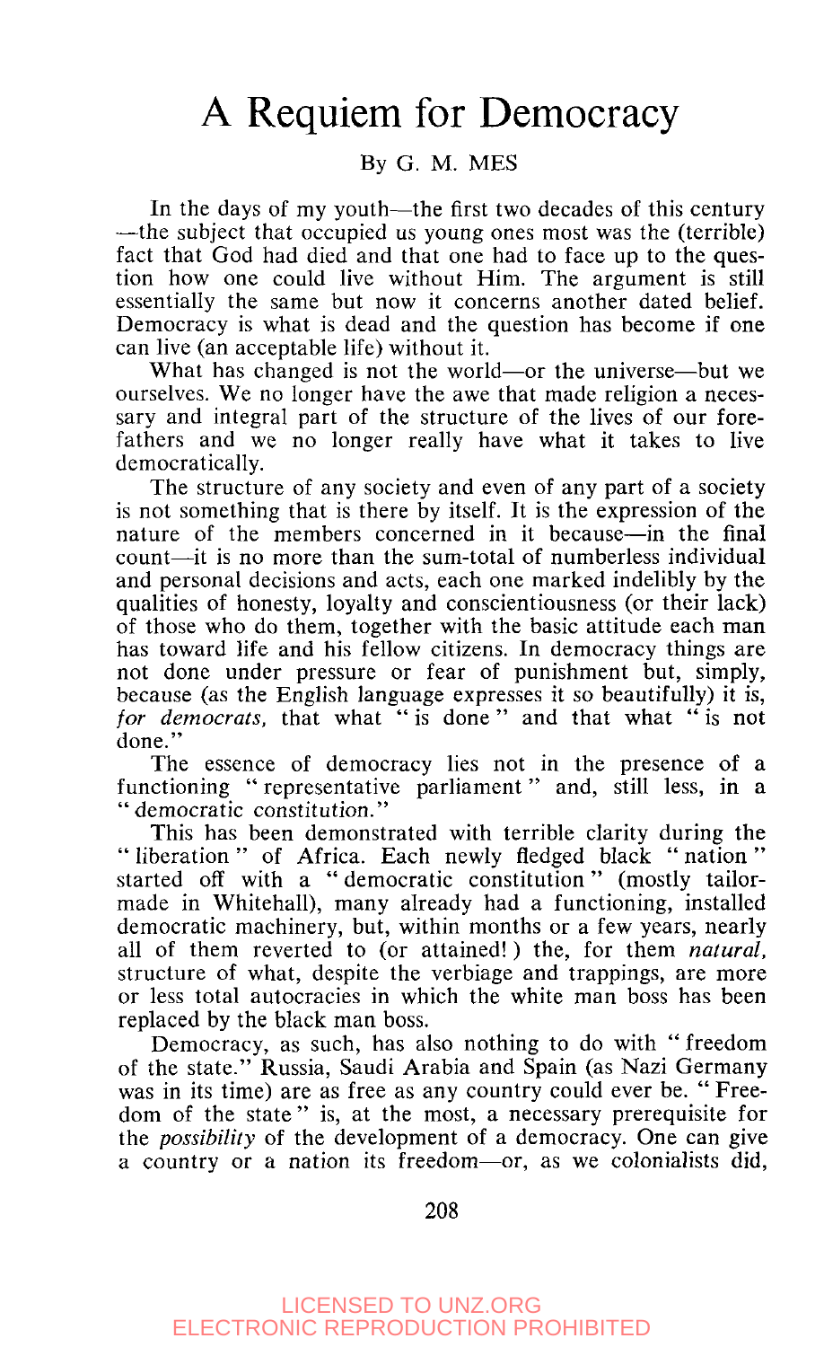# A Requiem for Democracy

By G. M. MES

In the days of my youth—the first two decades of this century—the subject that occupied us young ones most was the (terrible) fact that God had died and that one had to face up to the question how one could live without Him. The argument is still essentially the same but now it concerns another dated belief. Democracy is what is dead and the question has become if one can live (an acceptable life) without it.

What has changed is not the world—or the universe—but we ourselves. We no longer have the awe that made religion a necessary and integral part of the structure of the lives of our forefathers and we no longer really have what it takes to live democratically.

The structure of any society and even of any part of a society is not something that is there by itself. It is the expression of the nature of the members concerned in it because—in the final count—it is no more than the sum-total of numberless individual and personal decisions and acts, each one marked indelibly by the qualities of honesty, loyalty and conscientiousness (or their lack) of those who do them, together with the basic attitude each man has toward life and his fellow citizens. In democracy things are not done under pressure or fear of punishment but, simply, because (as the English language expresses it so beautifully) it is, *for democrats,* that what "is done" and that what "is not done."

The essence of democracy lies not in the presence of a functioning "representative parliament" and, still less, in a "democratic constitution."

This has been demonstrated with terrible clarity during the "liberation" of Africa. Each newly fledged black "nation" started off with a "democratic constitution" (mostly tailor-made in Whitehall), many already had a functioning, installed democratic machinery, but, within months or a few years, nearly all of them reverted to (or attained!) the, for them *natural,* structure of what, despite the verbiage and trappings, are more or less total autocracies in which the white man boss has been replaced by the black man boss.

Democracy, as such, has also nothing to do with "freedom of the state." Russia, Saudi Arabia and Spain (as Nazi Germany was in its time) are as free as any country could ever be. "Freedom of the state" is, at the most, a necessary prerequisite for the *possibility* of the development of a democracy. One can give a country or a nation its freedom—or, as we colonialists did,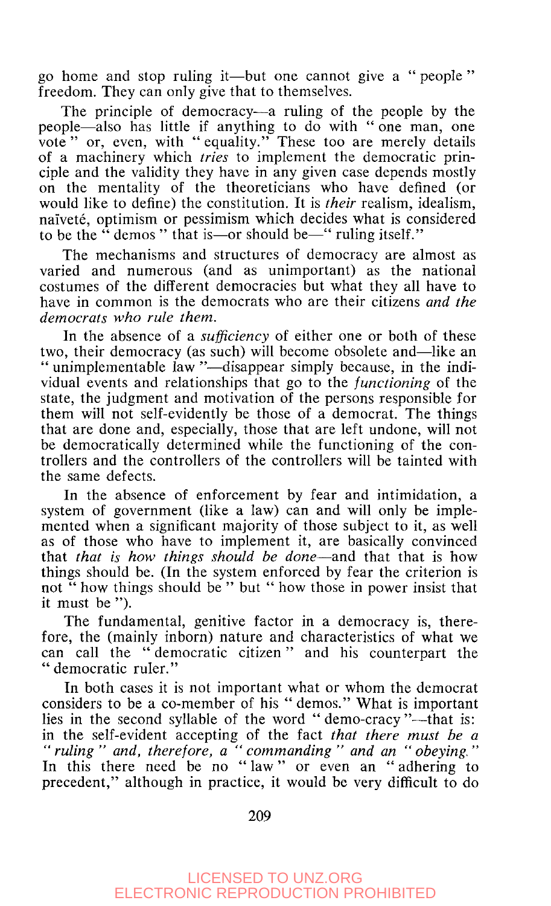go home and stop ruling it—but one cannot give a "people" freedom. They can only give that to themselves.

The principle of democracy—a ruling of the people by the people—also has little if anything to do with "one man, one vote" or, even, with "equality." These too are merely details of a machinery which *tries* to implement the democratic principle and the validity they have in any given case depends mostly on the mentality of the theoreticians who have defined (or would like to define) the constitution. It is *their* realism, idealism, naïveté, optimism or pessimism which decides what is considered to be the "demos" that is—or should be—"ruling itself."

The mechanisms and structures of democracy are almost as varied and numerous (and as unimportant) as the national costumes of the different democracies but what they all have to have in common is the democrats who are their citizens *and the democrats who rule them.*

In the absence of a *sufficiency* of either one or both of these two, their democracy (as such) will become obsolete and—like an "unimplementable law"—disappear simply because, in the individual events and relationships that go to the *functioning* of the state, the judgment and motivation of the persons responsible for them will not self-evidently be those of a democrat. The things that are done and, especially, those that are left undone, will not be democratically determined while the functioning of the controllers and the controllers of the controllers will be tainted with the same defects.

In the absence of enforcement by fear and intimidation, a system of government (like a law) can and will only be implemented when a significant majority of those subject to it, as well as of those who have to implement it, are basically convinced that *that is how things should be done*—and that that is how things should be. (In the system enforced by fear the criterion is not "how things should be" but "how those in power insist that it must be").

The fundamental, genitive factor in a democracy is, therefore, the (mainly inborn) nature and characteristics of what we can call the "democratic citizen" and his counterpart the "democratic ruler."

In both cases it is not important what or whom the democrat considers to be a co-member of his "demos." What is important lies in the second syllable of the word "demo-cracy"—that is: in the self-evident accepting of the fact *that there must be a "ruling" and, therefore, a "commanding" and an "obeying."* In this there need be no "law" or even an "adhering to precedent," although in practice, it would be very difficult to do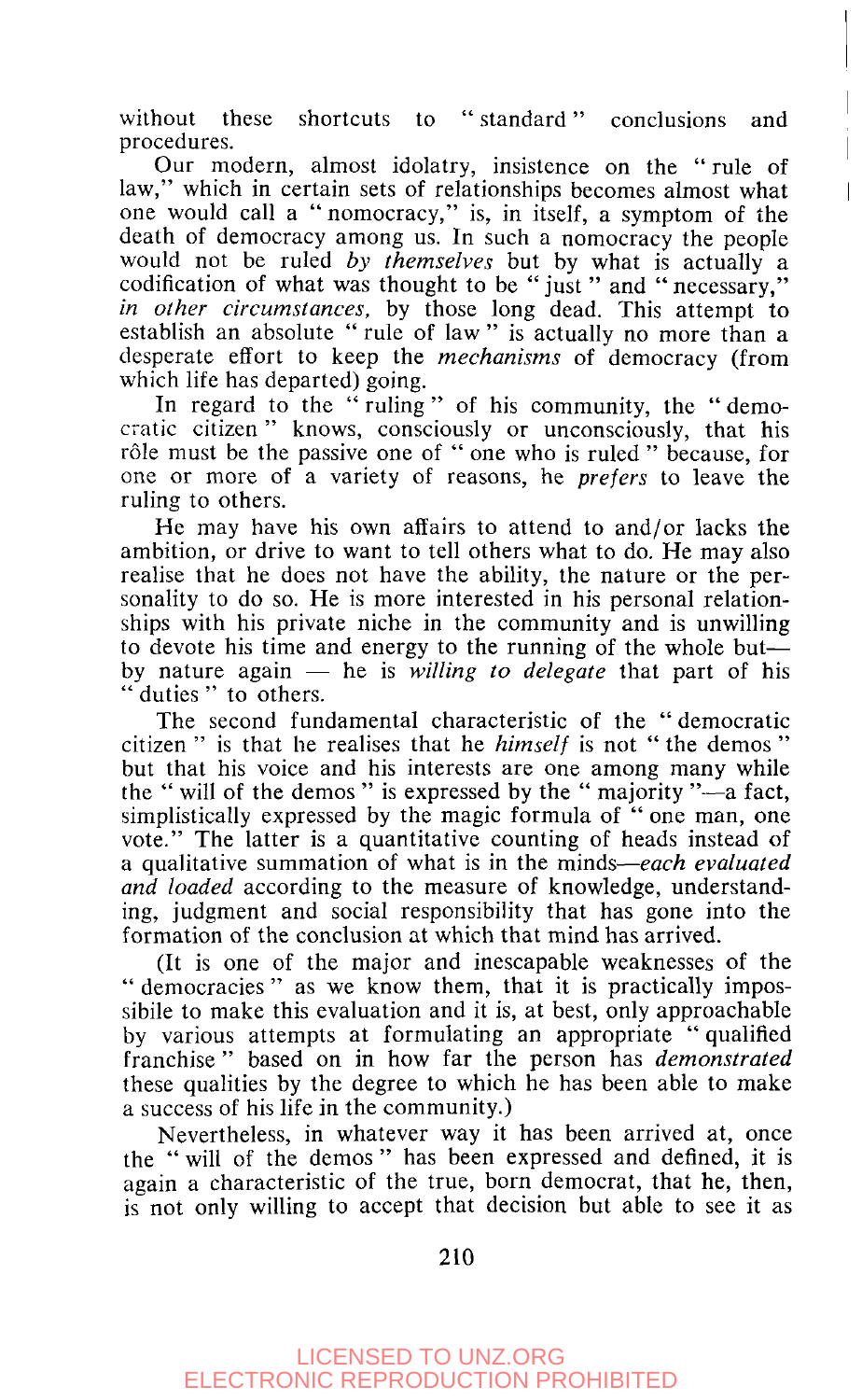without these shortcuts to "standard" conclusions and procedures.

Our modern, almost idolatry, insistence on the "rule of law," which in certain sets of relationships becomes almost what one would call a "nomocracy," is, in itself, a symptom of the death of democracy among us. In such a nomocracy the people would not be ruled *by themselves* but by what is actually a codification of what was thought to be "just" and "necessary," *in other circumstances,* by those long dead. This attempt to establish an absolute "rule of law" is actually no more than a desperate effort to keep the *mechanisms* of democracy (from which life has departed) going.

In regard to the "ruling" of his community, the "democratic citizen" knows, consciously or unconsciously, that his rôle must be the passive one of "one who is ruled" because, for one or more of a variety of reasons, he *prefers* to leave the ruling to others.

He may have his own affairs to attend to and/or lacks the ambition, or drive to want to tell others what to do. He may also realise that he does not have the ability, the nature or the personality to do so. He is more interested in his personal relationships with his private niche in the community and is unwilling to devote his time and energy to the running of the whole but—by nature again — he is *willing to delegate* that part of his "duties" to others.

The second fundamental characteristic of the "democratic citizen" is that he realises that he *himself* is not "the demos" but that his voice and his interests are one among many while the "will of the demos" is expressed by the "majority"—a fact, simplistically expressed by the magic formula of "one man, one vote." The latter is a quantitative counting of heads instead of a qualitative summation of what is in the minds—*each evaluated and loaded* according to the measure of knowledge, understanding, judgment and social responsibility that has gone into the formation of the conclusion at which that mind has arrived.

(It is one of the major and inescapable weaknesses of the "democracies" as we know them, that it is practically impossibile to make this evaluation and it is, at best, only approachable by various attempts at formulating an appropriate "qualified franchise" based on in how far the person has *demonstrated* these qualities by the degree to which he has been able to make a success of his life in the community.)

Nevertheless, in whatever way it has been arrived at, once the "will of the demos" has been expressed and defined, it is again a characteristic of the true, born democrat, that he, then, is not only willing to accept that decision but able to see it as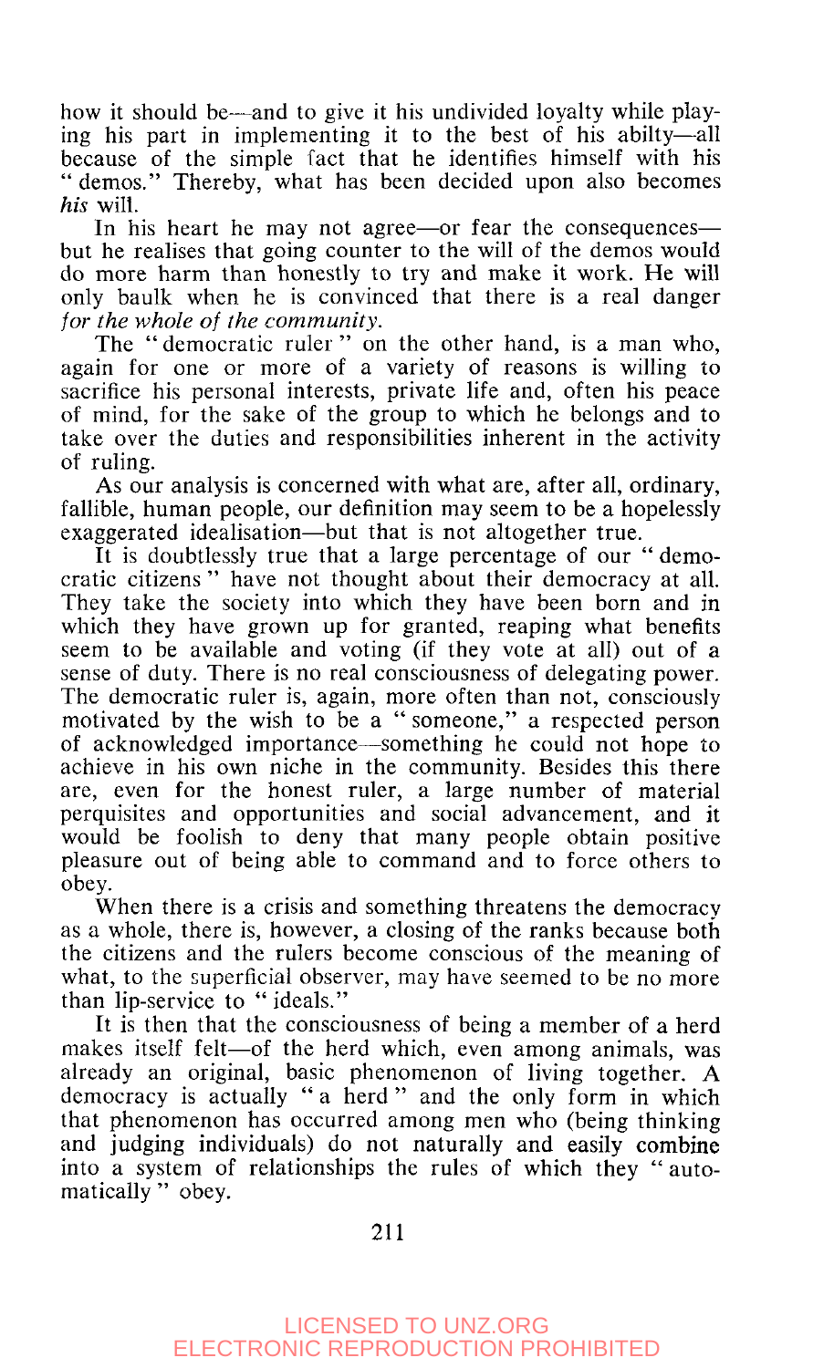how it should be—and to give it his undivided loyalty while playing his part in implementing it to the best of his abilty—all because of the simple fact that he identifies himself with his "demos." Thereby, what has been decided upon also becomes *his* will.

In his heart he may not agree—or fear the consequences—but he realises that going counter to the will of the demos would do more harm than honestly to try and make it work. He will only baulk when he is convinced that there is a real danger *for the whole of the community.*

The "democratic ruler" on the other hand, is a man who, again for one or more of a variety of reasons is willing to sacrifice his personal interests, private life and, often his peace of mind, for the sake of the group to which he belongs and to take over the duties and responsibilities inherent in the activity of ruling.

As our analysis is concerned with what are, after all, ordinary, fallible, human people, our definition may seem to be a hopelessly exaggerated idealisation—but that is not altogether true.

It is doubtlessly true that a large percentage of our "democratic citizens" have not thought about their democracy at all. They take the society into which they have been born and in which they have grown up for granted, reaping what benefits seem to be available and voting (if they vote at all) out of a sense of duty. There is no real consciousness of delegating power. The democratic ruler is, again, more often than not, consciously motivated by the wish to be a "someone," a respected person of acknowledged importance—something he could not hope to achieve in his own niche in the community. Besides this there are, even for the honest ruler, a large number of material perquisites and opportunities and social advancement, and it would be foolish to deny that many people obtain positive pleasure out of being able to command and to force others to obey.

When there is a crisis and something threatens the democracy as a whole, there is, however, a closing of the ranks because both the citizens and the rulers become conscious of the meaning of what, to the superficial observer, may have seemed to be no more than lip-service to "ideals."

It is then that the consciousness of being a member of a herd makes itself felt—of the herd which, even among animals, was already an original, basic phenomenon of living together. A democracy is actually "a herd" and the only form in which that phenomenon has occurred among men who (being thinking and judging individuals) do not naturally and easily combine into a system of relationships the rules of which they "automatically" obey.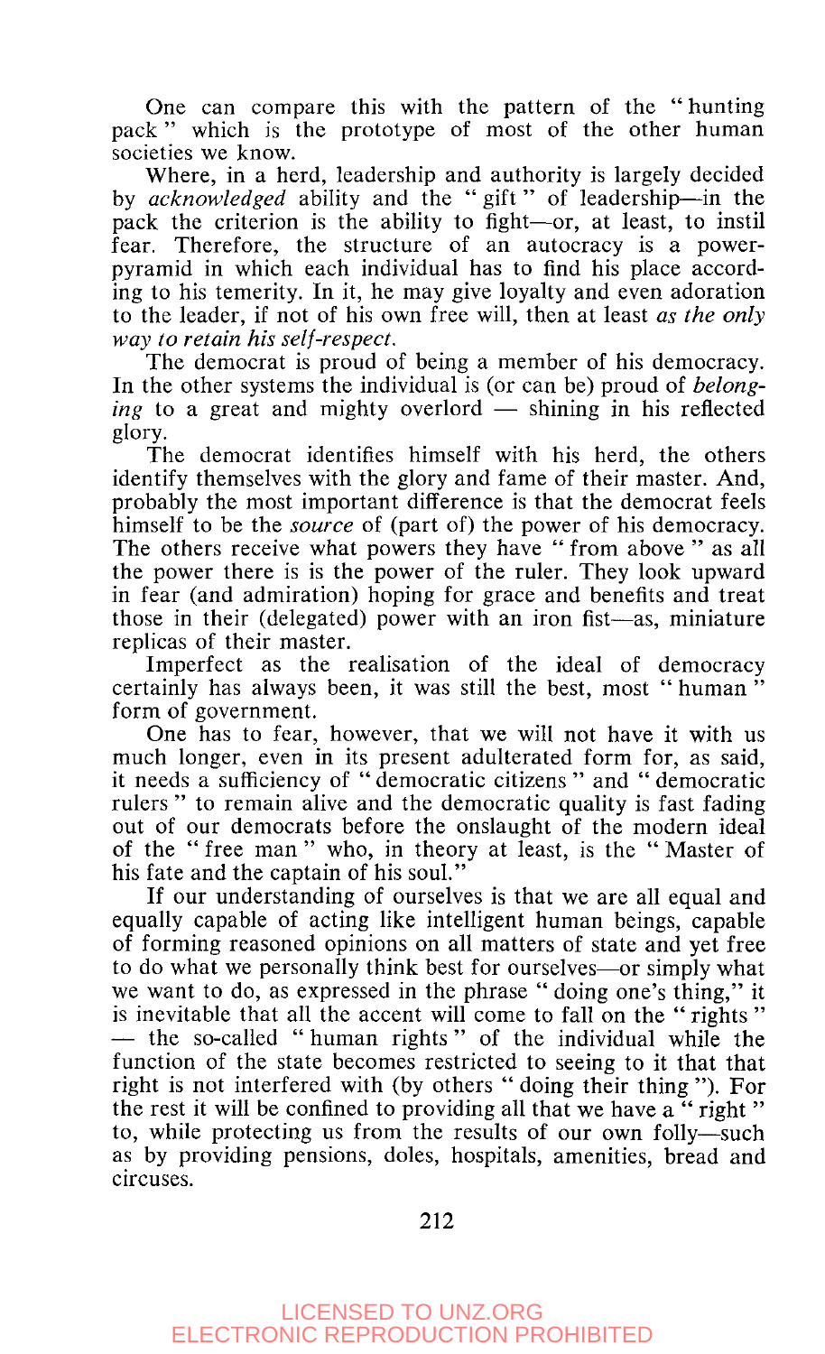One can compare this with the pattern of the "hunting pack" which is the prototype of most of the other human societies we know.

Where, in a herd, leadership and authority is largely decided by *acknowledged* ability and the "gift" of leadership—in the pack the criterion is the ability to fight—or, at least, to instil fear. Therefore, the structure of an autocracy is a power-pyramid in which each individual has to find his place according to his temerity. In it, he may give loyalty and even adoration to the leader, if not of his own free will, then at least *as the only way to retain his self-respect.*

The democrat is proud of being a member of his democracy. In the other systems the individual is (or can be) proud of *belonging* to a great and mighty overlord — shining in his reflected glory.

The democrat identifies himself with his herd, the others identify themselves with the glory and fame of their master. And, probably the most important difference is that the democrat feels himself to be the *source* of (part of) the power of his democracy. The others receive what powers they have "from above" as all the power there is is the power of the ruler. They look upward in fear (and admiration) hoping for grace and benefits and treat those in their (delegated) power with an iron fist—as, miniature replicas of their master.

Imperfect as the realisation of the ideal of democracy certainly has always been, it was still the best, most "human" form of government.

One has to fear, however, that we will not have it with us much longer, even in its present adulterated form for, as said, it needs a sufficiency of "democratic citizens" and "democratic rulers" to remain alive and the democratic quality is fast fading out of our democrats before the onslaught of the modern ideal of the "free man" who, in theory at least, is the "Master of his fate and the captain of his soul."

If our understanding of ourselves is that we are all equal and equally capable of acting like intelligent human beings, capable of forming reasoned opinions on all matters of state and yet free to do what we personally think best for ourselves—or simply what we want to do, as expressed in the phrase "doing one's thing," it is inevitable that all the accent will come to fall on the "rights" — the so-called "human rights" of the individual while the function of the state becomes restricted to seeing to it that that right is not interfered with (by others "doing their thing"). For the rest it will be confined to providing all that we have a "right" to, while protecting us from the results of our own folly—such as by providing pensions, doles, hospitals, amenities, bread and circuses.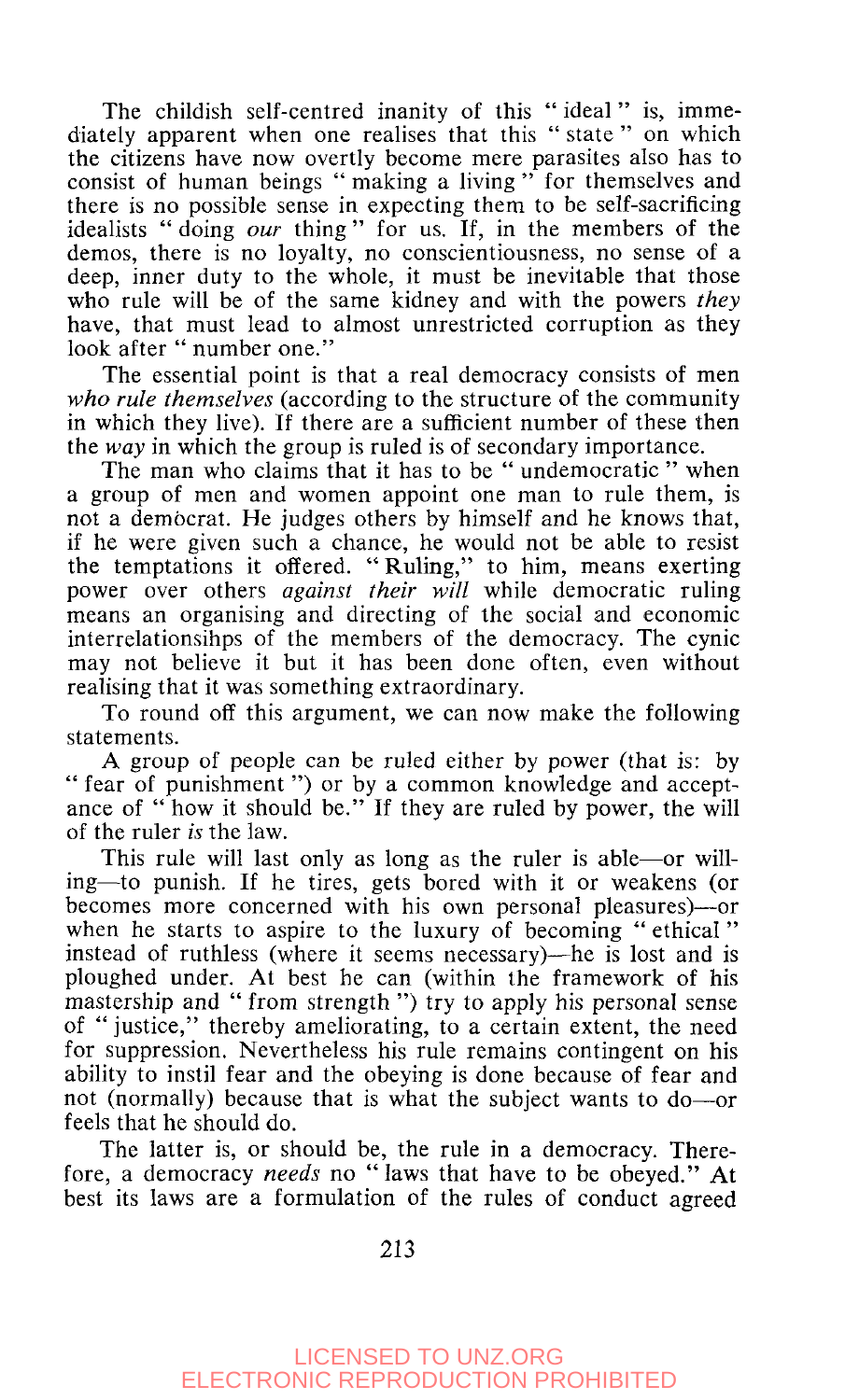The childish self-centred inanity of this "ideal" is, immediately apparent when one realises that this "state" on which the citizens have now overtly become mere parasites also has to consist of human beings "making a living" for themselves and there is no possible sense in expecting them to be self-sacrificing idealists "doing *our* thing" for us. If, in the members of the demos, there is no loyalty, no conscientiousness, no sense of a deep, inner duty to the whole, it must be inevitable that those who rule will be of the same kidney and with the powers *they* have, that must lead to almost unrestricted corruption as they look after "number one."

The essential point is that a real democracy consists of men *who rule themselves* (according to the structure of the community in which they live). If there are a sufficient number of these then the *way* in which the group is ruled is of secondary importance.

The man who claims that it has to be "undemocratic" when a group of men and women appoint one man to rule them, is not a democrat. He judges others by himself and he knows that, if he were given such a chance, he would not be able to resist the temptations it offered. "Ruling," to him, means exerting power over others *against their will* while democratic ruling means an organising and directing of the social and economic interrelationsihps of the members of the democracy. The cynic may not believe it but it has been done often, even without realising that it was something extraordinary.

To round off this argument, we can now make the following statements.

A group of people can be ruled either by power (that is: by "fear of punishment") or by a common knowledge and acceptance of "how it should be." If they are ruled by power, the will of the ruler *is* the law.

This rule will last only as long as the ruler is able—or willing—to punish. If he tires, gets bored with it or weakens (or becomes more concerned with his own personal pleasures)—or when he starts to aspire to the luxury of becoming "ethical" instead of ruthless (where it seems necessary)—he is lost and is ploughed under. At best he can (within the framework of his mastership and "from strength") try to apply his personal sense of "justice," thereby ameliorating, to a certain extent, the need for suppression. Nevertheless his rule remains contingent on his ability to instil fear and the obeying is done because of fear and not (normally) because that is what the subject wants to do—or feels that he should do.

The latter is, or should be, the rule in a democracy. Therefore, a democracy *needs* no "laws that have to be obeyed." At best its laws are a formulation of the rules of conduct agreed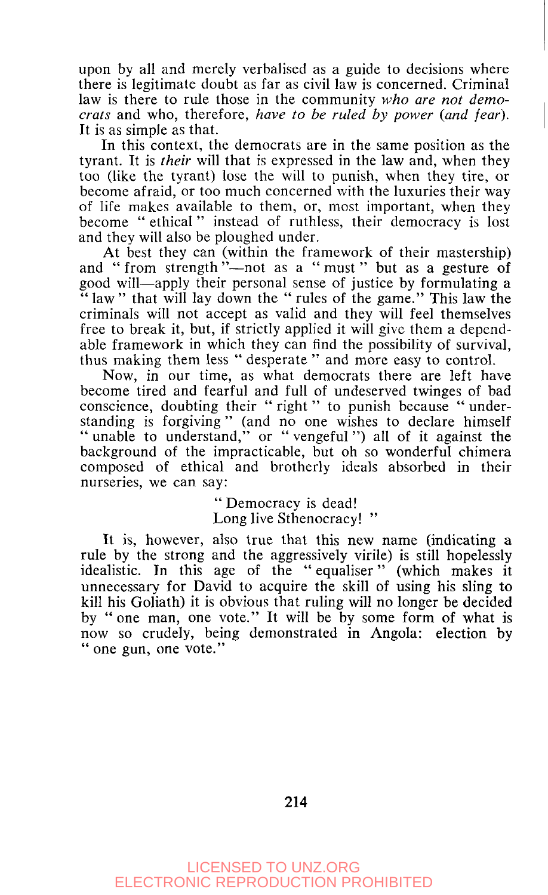upon by all and merely verbalised as a guide to decisions where there is legitimate doubt as far as civil law is concerned. Criminal law is there to rule those in the community *who are not democrats* and who, therefore, *have to be ruled by power (and fear).* It is as simple as that.

In this context, the democrats are in the same position as the tyrant. It is *their* will that is expressed in the law and, when they too (like the tyrant) lose the will to punish, when they tire, or become afraid, or too much concerned with the luxuries their way of life makes available to them, or, most important, when they become "ethical" instead of ruthless, their democracy is lost and they will also be ploughed under.

At best they can (within the framework of their mastership) and "from strength"—not as a "must" but as a gesture of good will—apply their personal sense of justice by formulating a "law" that will lay down the "rules of the game." This law the criminals will not accept as valid and they will feel themselves free to break it, but, if strictly applied it will give them a dependable framework in which they can find the possibility of survival, thus making them less "desperate" and more easy to control.

Now, in our time, as what democrats there are left have become tired and fearful and full of undeserved twinges of bad conscience, doubting their "right" to punish because "understanding is forgiving" (and no one wishes to declare himself "unable to understand," or "vengeful") all of it against the background of the impracticable, but oh so wonderful chimera composed of ethical and brotherly ideals absorbed in their nurseries, we can say:

> "Democracy is dead!
> Long live Sthenocracy! "

It is, however, also true that this new name (indicating a rule by the strong and the aggressively virile) is still hopelessly idealistic. In this age of the "equaliser" (which makes it unnecessary for David to acquire the skill of using his sling to kill his Goliath) it is obvious that ruling will no longer be decided by "one man, one vote." It will be by some form of what is now so crudely, being demonstrated in Angola: election by "one gun, one vote."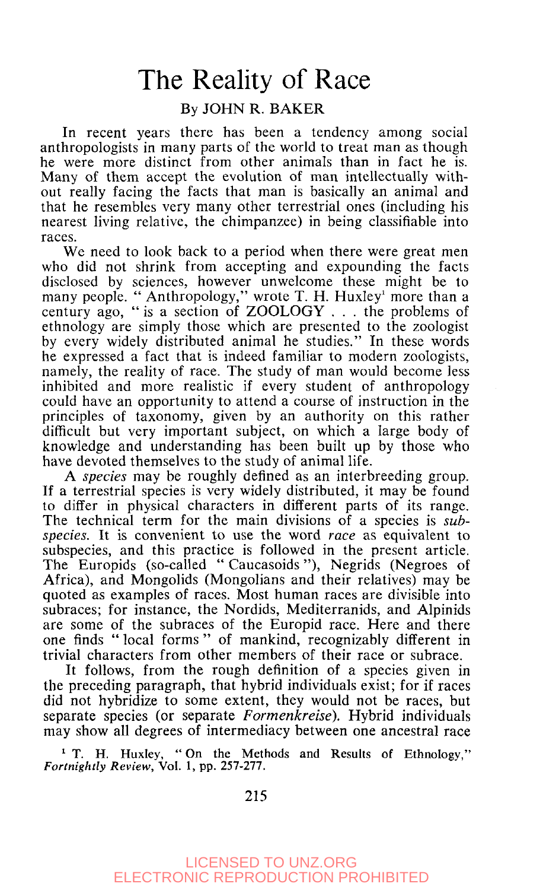# The Reality of Race

By JOHN R. BAKER

In recent years there has been a tendency among social anthropologists in many parts of the world to treat man as though he were more distinct from other animals than in fact he is. Many of them accept the evolution of man intellectually without really facing the facts that man is basically an animal and that he resembles very many other terrestrial ones (including his nearest living relative, the chimpanzee) in being classifiable into races.

We need to look back to a period when there were great men who did not shrink from accepting and expounding the facts disclosed by sciences, however unwelcome these might be to many people. "Anthropology," wrote T. H. Huxley[1] more than a century ago, "is a section of ZOOLOGY . . . the problems of ethnology are simply those which are presented to the zoologist by every widely distributed animal he studies." In these words he expressed a fact that is indeed familiar to modern zoologists, namely, the reality of race. The study of man would become less inhibited and more realistic if every student of anthropology could have an opportunity to attend a course of instruction in the principles of taxonomy, given by an authority on this rather difficult but very important subject, on which a large body of knowledge and understanding has been built up by those who have devoted themselves to the study of animal life.

A *species* may be roughly defined as an interbreeding group. If a terrestrial species is very widely distributed, it may be found to differ in physical characters in different parts of its range. The technical term for the main divisions of a species is *subspecies*. It is convenient to use the word *race* as equivalent to subspecies, and this practice is followed in the present article. The Europids (so-called "Caucasoids"), Negrids (Negroes of Africa), and Mongolids (Mongolians and their relatives) may be quoted as examples of races. Most human races are divisible into subraces; for instance, the Nordids, Mediterranids, and Alpinids are some of the subraces of the Europid race. Here and there one finds "local forms" of mankind, recognizably different in trivial characters from other members of their race or subrace.

It follows, from the rough definition of a species given in the preceding paragraph, that hybrid individuals exist; for if races did not hybridize to some extent, they would not be races, but separate species (or separate *Formenkreise*). Hybrid individuals may show all degrees of intermediacy between one ancestral race

[1] T. H. Huxley, "On the Methods and Results of Ethnology," *Fortnightly Review*, Vol. 1, pp. 257-277.

LICENSED TO UNZ.ORG
ELECTRONIC REPRODUCTION PROHIBITED